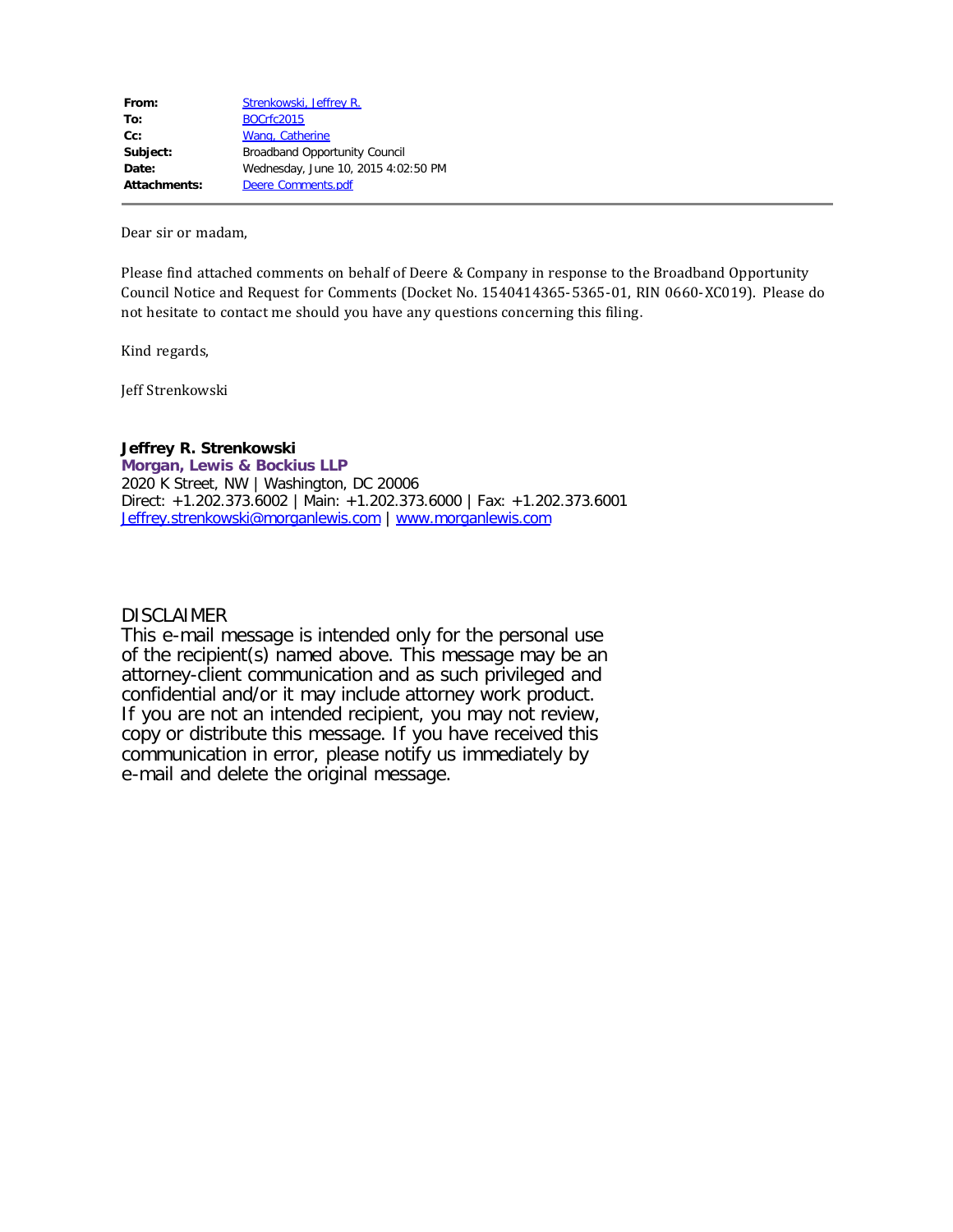| | |
|---|---|
| **From:** | Strenkowski, Jeffrey R. |
| **To:** | BOCrfc2015 |
| **Cc:** | Wang, Catherine |
| **Subject:** | Broadband Opportunity Council |
| **Date:** | Wednesday, June 10, 2015 4:02:50 PM |
| **Attachments:** | Deere Comments.pdf |

Dear sir or madam,

Please find attached comments on behalf of Deere & Company in response to the Broadband Opportunity Council Notice and Request for Comments (Docket No. 1540414365-5365-01, RIN 0660-XC019). Please do not hesitate to contact me should you have any questions concerning this filing.

Kind regards,

Jeff Strenkowski

**Jeffrey R. Strenkowski**
**Morgan, Lewis & Bockius LLP**
2020 K Street, NW | Washington, DC 20006
Direct: +1.202.373.6002 | Main: +1.202.373.6000 | Fax: +1.202.373.6001
Jeffrey.strenkowski@morganlewis.com | www.morganlewis.com

DISCLAIMER
This e-mail message is intended only for the personal use of the recipient(s) named above. This message may be an attorney-client communication and as such privileged and confidential and/or it may include attorney work product. If you are not an intended recipient, you may not review, copy or distribute this message. If you have received this communication in error, please notify us immediately by e-mail and delete the original message.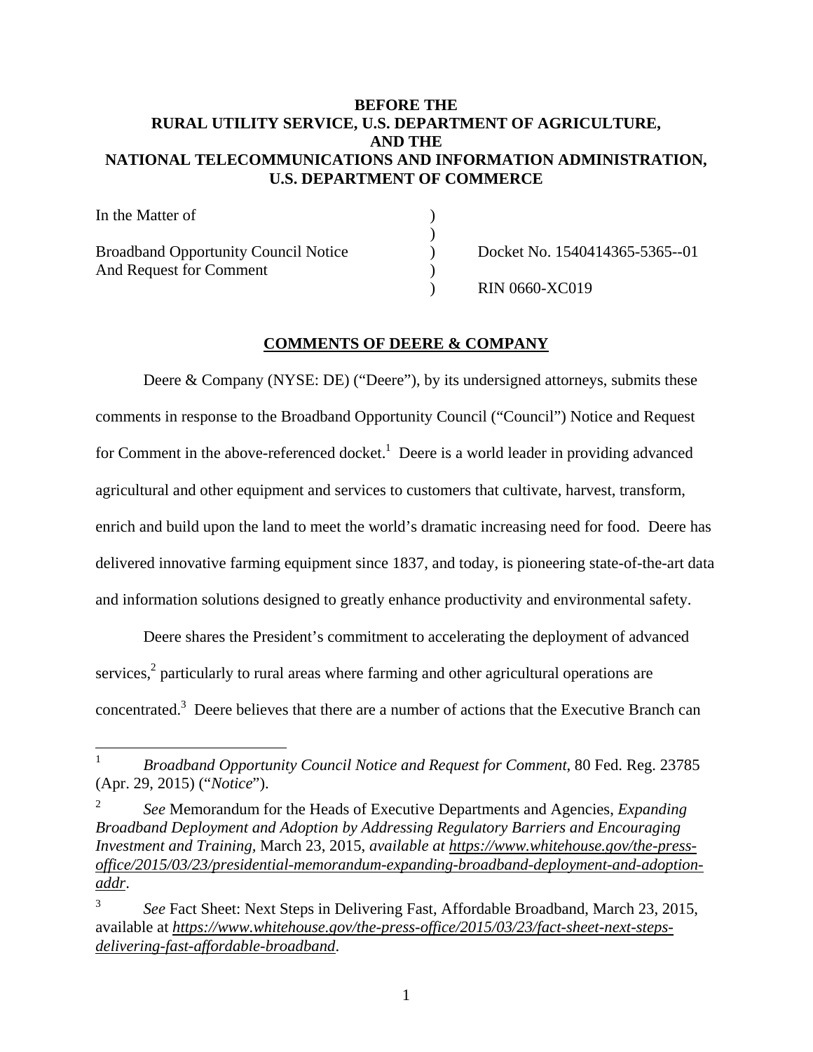**BEFORE THE**
**RURAL UTILITY SERVICE, U.S. DEPARTMENT OF AGRICULTURE,**
**AND THE**
**NATIONAL TELECOMMUNICATIONS AND INFORMATION ADMINISTRATION,**
**U.S. DEPARTMENT OF COMMERCE**

| | | |
|---|---|---|
| In the Matter of | ) | |
| | ) | |
| Broadband Opportunity Council Notice | ) | Docket No. 1540414365-5365--01 |
| And Request for Comment | ) | |
| | ) | RIN 0660-XC019 |

**COMMENTS OF DEERE & COMPANY**

Deere & Company (NYSE: DE) ("Deere"), by its undersigned attorneys, submits these comments in response to the Broadband Opportunity Council ("Council") Notice and Request for Comment in the above-referenced docket.[1] Deere is a world leader in providing advanced agricultural and other equipment and services to customers that cultivate, harvest, transform, enrich and build upon the land to meet the world's dramatic increasing need for food. Deere has delivered innovative farming equipment since 1837, and today, is pioneering state-of-the-art data and information solutions designed to greatly enhance productivity and environmental safety.

Deere shares the President's commitment to accelerating the deployment of advanced services,[2] particularly to rural areas where farming and other agricultural operations are concentrated.[3] Deere believes that there are a number of actions that the Executive Branch can

---

[1] *Broadband Opportunity Council Notice and Request for Comment*, 80 Fed. Reg. 23785 (Apr. 29, 2015) ("*Notice*").

[2] *See* Memorandum for the Heads of Executive Departments and Agencies, *Expanding Broadband Deployment and Adoption by Addressing Regulatory Barriers and Encouraging Investment and Training*, March 23, 2015, *available at https://www.whitehouse.gov/the-press-office/2015/03/23/presidential-memorandum-expanding-broadband-deployment-and-adoption-addr*.

[3] *See* Fact Sheet: Next Steps in Delivering Fast, Affordable Broadband, March 23, 2015, available at *https://www.whitehouse.gov/the-press-office/2015/03/23/fact-sheet-next-steps-delivering-fast-affordable-broadband*.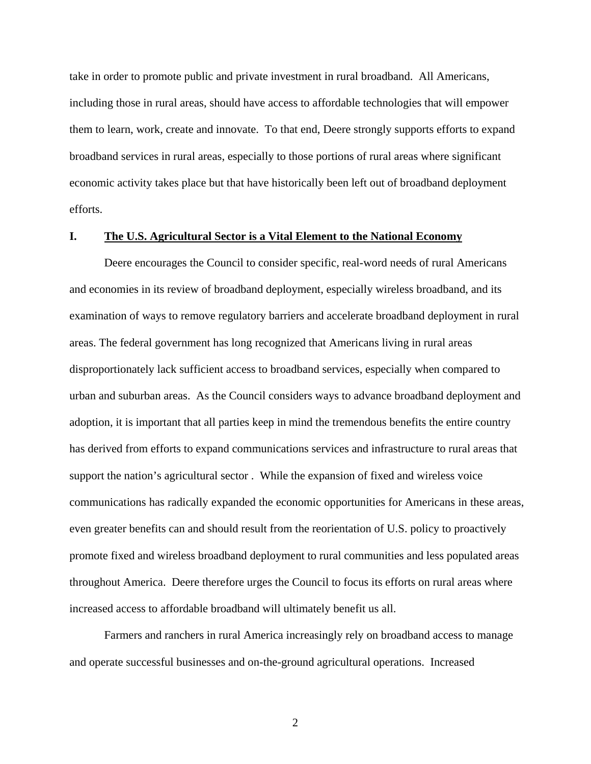take in order to promote public and private investment in rural broadband. All Americans, including those in rural areas, should have access to affordable technologies that will empower them to learn, work, create and innovate. To that end, Deere strongly supports efforts to expand broadband services in rural areas, especially to those portions of rural areas where significant economic activity takes place but that have historically been left out of broadband deployment efforts.

## I. The U.S. Agricultural Sector is a Vital Element to the National Economy

Deere encourages the Council to consider specific, real-word needs of rural Americans and economies in its review of broadband deployment, especially wireless broadband, and its examination of ways to remove regulatory barriers and accelerate broadband deployment in rural areas. The federal government has long recognized that Americans living in rural areas disproportionately lack sufficient access to broadband services, especially when compared to urban and suburban areas. As the Council considers ways to advance broadband deployment and adoption, it is important that all parties keep in mind the tremendous benefits the entire country has derived from efforts to expand communications services and infrastructure to rural areas that support the nation's agricultural sector . While the expansion of fixed and wireless voice communications has radically expanded the economic opportunities for Americans in these areas, even greater benefits can and should result from the reorientation of U.S. policy to proactively promote fixed and wireless broadband deployment to rural communities and less populated areas throughout America. Deere therefore urges the Council to focus its efforts on rural areas where increased access to affordable broadband will ultimately benefit us all.

Farmers and ranchers in rural America increasingly rely on broadband access to manage and operate successful businesses and on-the-ground agricultural operations. Increased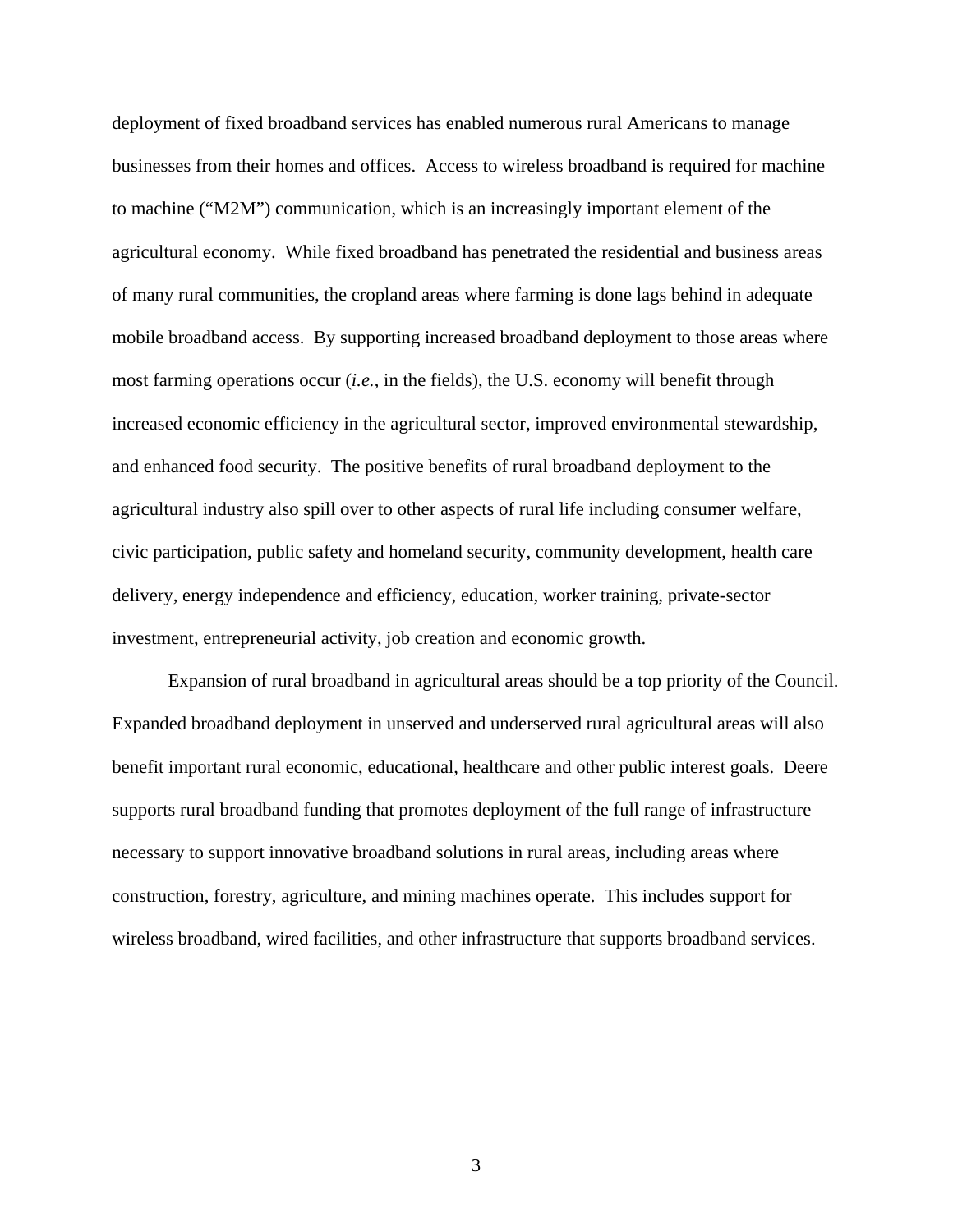deployment of fixed broadband services has enabled numerous rural Americans to manage businesses from their homes and offices. Access to wireless broadband is required for machine to machine ("M2M") communication, which is an increasingly important element of the agricultural economy. While fixed broadband has penetrated the residential and business areas of many rural communities, the cropland areas where farming is done lags behind in adequate mobile broadband access. By supporting increased broadband deployment to those areas where most farming operations occur (*i.e.*, in the fields), the U.S. economy will benefit through increased economic efficiency in the agricultural sector, improved environmental stewardship, and enhanced food security. The positive benefits of rural broadband deployment to the agricultural industry also spill over to other aspects of rural life including consumer welfare, civic participation, public safety and homeland security, community development, health care delivery, energy independence and efficiency, education, worker training, private-sector investment, entrepreneurial activity, job creation and economic growth.

Expansion of rural broadband in agricultural areas should be a top priority of the Council. Expanded broadband deployment in unserved and underserved rural agricultural areas will also benefit important rural economic, educational, healthcare and other public interest goals. Deere supports rural broadband funding that promotes deployment of the full range of infrastructure necessary to support innovative broadband solutions in rural areas, including areas where construction, forestry, agriculture, and mining machines operate. This includes support for wireless broadband, wired facilities, and other infrastructure that supports broadband services.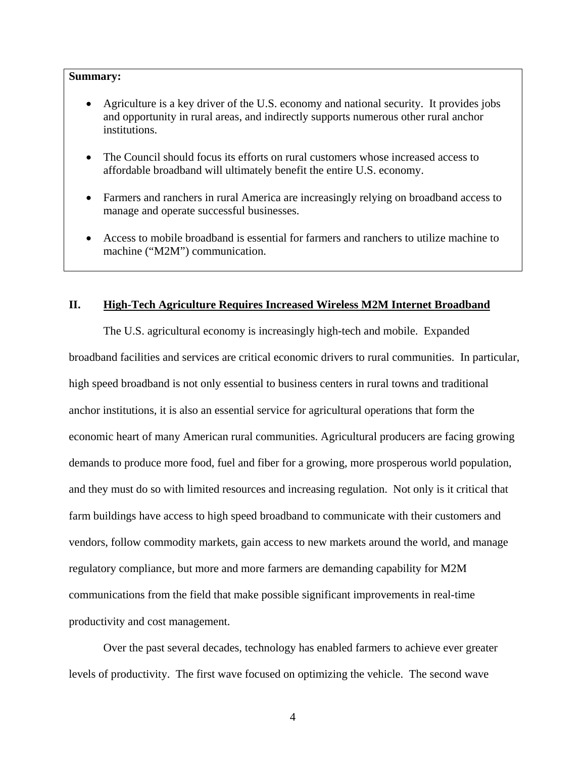**Summary:**

- Agriculture is a key driver of the U.S. economy and national security. It provides jobs and opportunity in rural areas, and indirectly supports numerous other rural anchor institutions.
- The Council should focus its efforts on rural customers whose increased access to affordable broadband will ultimately benefit the entire U.S. economy.
- Farmers and ranchers in rural America are increasingly relying on broadband access to manage and operate successful businesses.
- Access to mobile broadband is essential for farmers and ranchers to utilize machine to machine ("M2M") communication.

## II. <u>High-Tech Agriculture Requires Increased Wireless M2M Internet Broadband</u>

The U.S. agricultural economy is increasingly high-tech and mobile. Expanded broadband facilities and services are critical economic drivers to rural communities. In particular, high speed broadband is not only essential to business centers in rural towns and traditional anchor institutions, it is also an essential service for agricultural operations that form the economic heart of many American rural communities. Agricultural producers are facing growing demands to produce more food, fuel and fiber for a growing, more prosperous world population, and they must do so with limited resources and increasing regulation. Not only is it critical that farm buildings have access to high speed broadband to communicate with their customers and vendors, follow commodity markets, gain access to new markets around the world, and manage regulatory compliance, but more and more farmers are demanding capability for M2M communications from the field that make possible significant improvements in real-time productivity and cost management.

Over the past several decades, technology has enabled farmers to achieve ever greater levels of productivity. The first wave focused on optimizing the vehicle. The second wave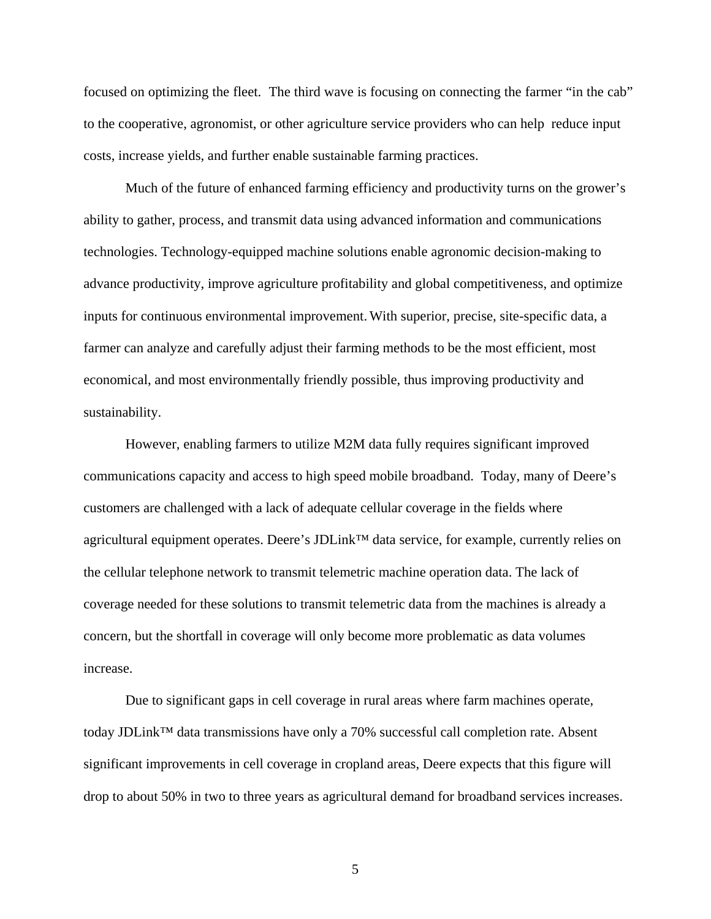focused on optimizing the fleet. The third wave is focusing on connecting the farmer "in the cab" to the cooperative, agronomist, or other agriculture service providers who can help reduce input costs, increase yields, and further enable sustainable farming practices.

Much of the future of enhanced farming efficiency and productivity turns on the grower's ability to gather, process, and transmit data using advanced information and communications technologies. Technology-equipped machine solutions enable agronomic decision-making to advance productivity, improve agriculture profitability and global competitiveness, and optimize inputs for continuous environmental improvement. With superior, precise, site-specific data, a farmer can analyze and carefully adjust their farming methods to be the most efficient, most economical, and most environmentally friendly possible, thus improving productivity and sustainability.

However, enabling farmers to utilize M2M data fully requires significant improved communications capacity and access to high speed mobile broadband. Today, many of Deere's customers are challenged with a lack of adequate cellular coverage in the fields where agricultural equipment operates. Deere's JDLink™ data service, for example, currently relies on the cellular telephone network to transmit telemetric machine operation data. The lack of coverage needed for these solutions to transmit telemetric data from the machines is already a concern, but the shortfall in coverage will only become more problematic as data volumes increase.

Due to significant gaps in cell coverage in rural areas where farm machines operate, today JDLink™ data transmissions have only a 70% successful call completion rate. Absent significant improvements in cell coverage in cropland areas, Deere expects that this figure will drop to about 50% in two to three years as agricultural demand for broadband services increases.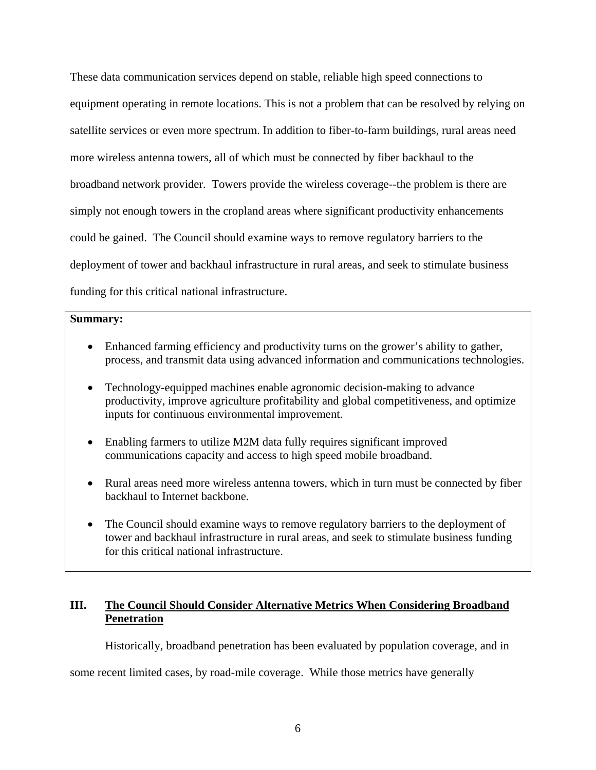These data communication services depend on stable, reliable high speed connections to equipment operating in remote locations. This is not a problem that can be resolved by relying on satellite services or even more spectrum. In addition to fiber-to-farm buildings, rural areas need more wireless antenna towers, all of which must be connected by fiber backhaul to the broadband network provider. Towers provide the wireless coverage--the problem is there are simply not enough towers in the cropland areas where significant productivity enhancements could be gained. The Council should examine ways to remove regulatory barriers to the deployment of tower and backhaul infrastructure in rural areas, and seek to stimulate business funding for this critical national infrastructure.

**Summary:**

- Enhanced farming efficiency and productivity turns on the grower's ability to gather, process, and transmit data using advanced information and communications technologies.
- Technology-equipped machines enable agronomic decision-making to advance productivity, improve agriculture profitability and global competitiveness, and optimize inputs for continuous environmental improvement.
- Enabling farmers to utilize M2M data fully requires significant improved communications capacity and access to high speed mobile broadband.
- Rural areas need more wireless antenna towers, which in turn must be connected by fiber backhaul to Internet backbone.
- The Council should examine ways to remove regulatory barriers to the deployment of tower and backhaul infrastructure in rural areas, and seek to stimulate business funding for this critical national infrastructure.

## III. The Council Should Consider Alternative Metrics When Considering Broadband Penetration

Historically, broadband penetration has been evaluated by population coverage, and in some recent limited cases, by road-mile coverage. While those metrics have generally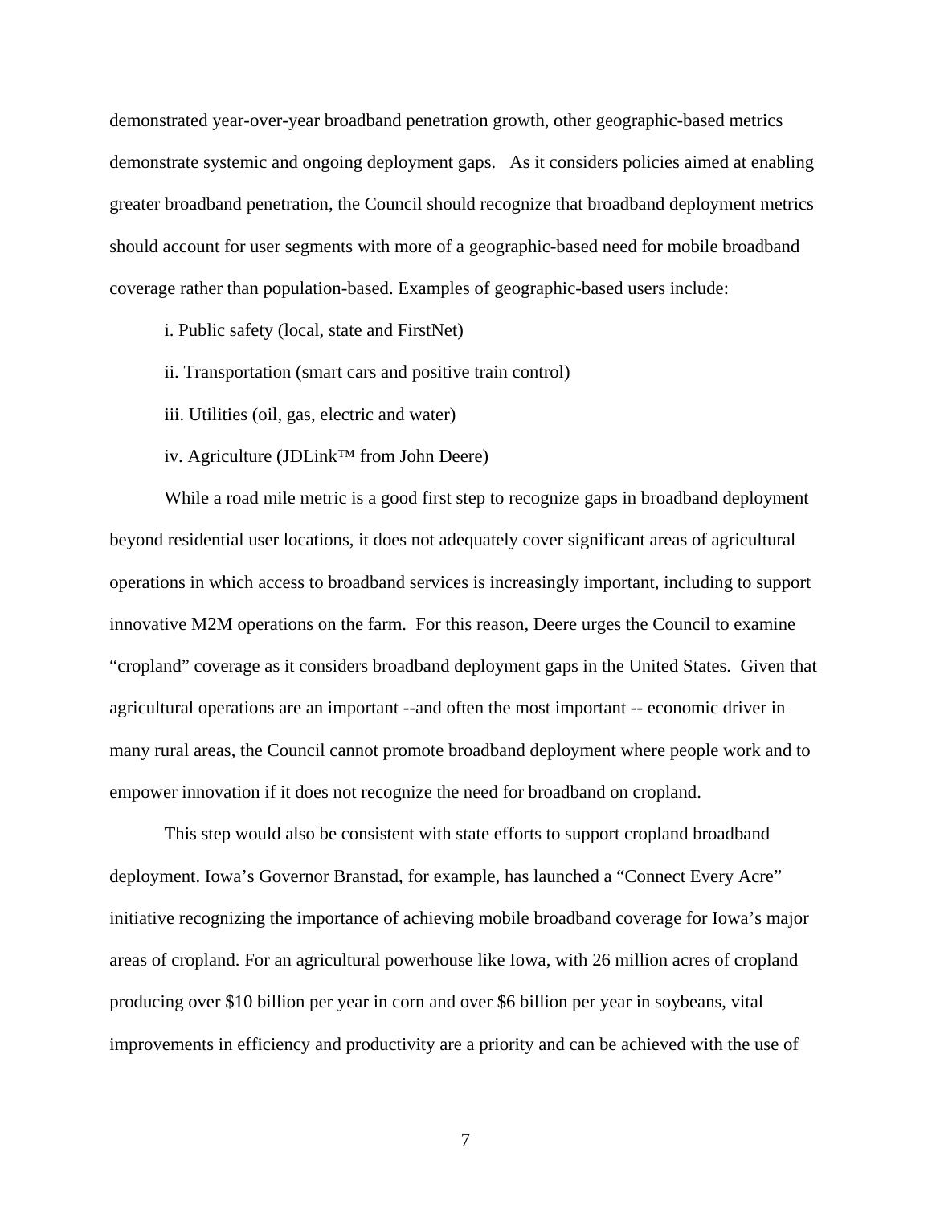demonstrated year-over-year broadband penetration growth, other geographic-based metrics demonstrate systemic and ongoing deployment gaps. As it considers policies aimed at enabling greater broadband penetration, the Council should recognize that broadband deployment metrics should account for user segments with more of a geographic-based need for mobile broadband coverage rather than population-based. Examples of geographic-based users include:

i. Public safety (local, state and FirstNet)

ii. Transportation (smart cars and positive train control)

iii. Utilities (oil, gas, electric and water)

iv. Agriculture (JDLink™ from John Deere)

While a road mile metric is a good first step to recognize gaps in broadband deployment beyond residential user locations, it does not adequately cover significant areas of agricultural operations in which access to broadband services is increasingly important, including to support innovative M2M operations on the farm. For this reason, Deere urges the Council to examine "cropland" coverage as it considers broadband deployment gaps in the United States. Given that agricultural operations are an important --and often the most important -- economic driver in many rural areas, the Council cannot promote broadband deployment where people work and to empower innovation if it does not recognize the need for broadband on cropland.

This step would also be consistent with state efforts to support cropland broadband deployment. Iowa's Governor Branstad, for example, has launched a "Connect Every Acre" initiative recognizing the importance of achieving mobile broadband coverage for Iowa's major areas of cropland. For an agricultural powerhouse like Iowa, with 26 million acres of cropland producing over $10 billion per year in corn and over $6 billion per year in soybeans, vital improvements in efficiency and productivity are a priority and can be achieved with the use of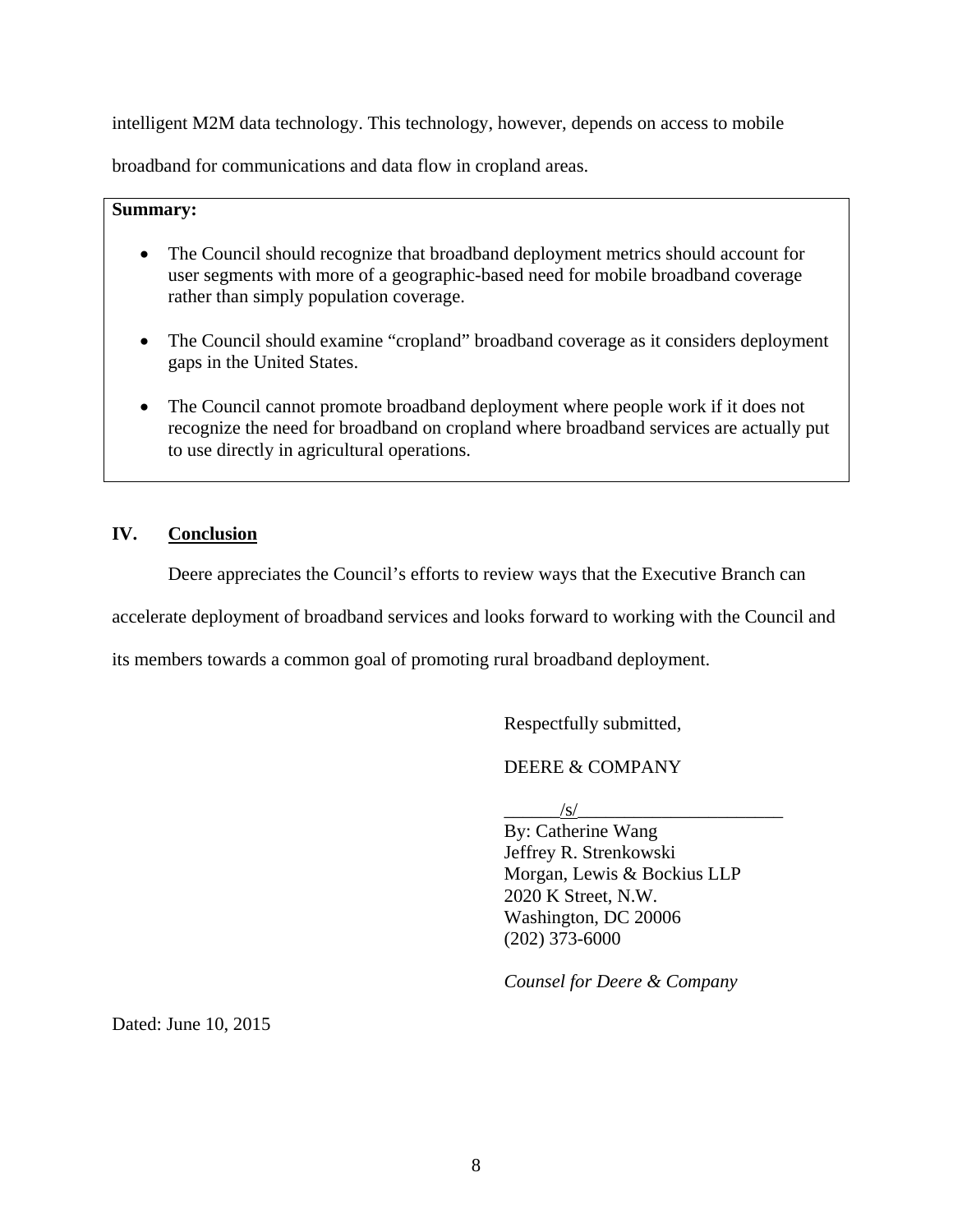intelligent M2M data technology. This technology, however, depends on access to mobile broadband for communications and data flow in cropland areas.

**Summary:**

- The Council should recognize that broadband deployment metrics should account for user segments with more of a geographic-based need for mobile broadband coverage rather than simply population coverage.
- The Council should examine "cropland" broadband coverage as it considers deployment gaps in the United States.
- The Council cannot promote broadband deployment where people work if it does not recognize the need for broadband on cropland where broadband services are actually put to use directly in agricultural operations.

## IV. Conclusion

Deere appreciates the Council's efforts to review ways that the Executive Branch can accelerate deployment of broadband services and looks forward to working with the Council and its members towards a common goal of promoting rural broadband deployment.

Respectfully submitted,

DEERE & COMPANY

______/s/______________________
By: Catherine Wang
Jeffrey R. Strenkowski
Morgan, Lewis & Bockius LLP
2020 K Street, N.W.
Washington, DC 20006
(202) 373-6000

*Counsel for Deere & Company*

Dated: June 10, 2015